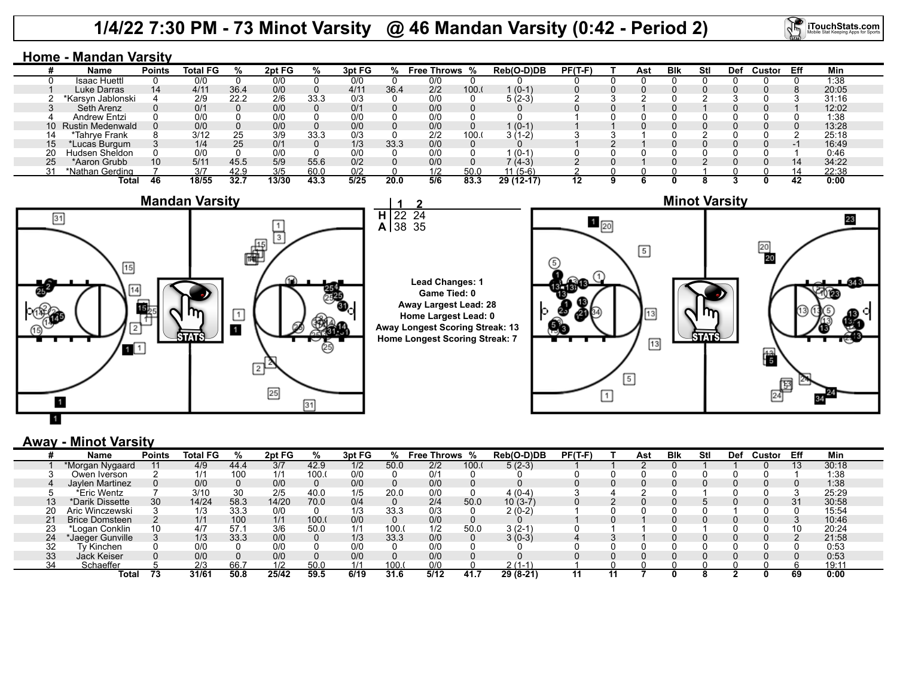# 1/4/22 7:30 PM - 73 Minot Varsity @ 46 Mandan Varsity (0:42 - Period 2)

## Home - Mandan Varsity

| # | Name | Points | Total FG | % | 2pt FG | % | 3pt FG | % | Free Throws | % | Reb(O-D)DB | PF(T-F) | T | Ast | Blk | Stl | Def | Custor | Eff | Min |
|---|---|---|---|---|---|---|---|---|---|---|---|---|---|---|---|---|---|---|---|---|
| 0 | Isaac Huettl | 0 | 0/0 | 0 | 0/0 | 0 | 0/0 | 0 | 0/0 | 0 | 0 | 0 | 0 | 0 | 0 | 0 | 0 | 0 | 0 | 1:38 |
| 1 | Luke Darras | 14 | 4/11 | 36.4 | 0/0 | 0 | 4/11 | 36.4 | 2/2 | 100.( | 1 (0-1) | 0 | 0 | 0 | 0 | 0 | 0 | 0 | 8 | 20:05 |
| 2 | *Karsyn Jablonski | 4 | 2/9 | 22.2 | 2/6 | 33.3 | 0/3 | 0 | 0/0 | 0 | 5 (2-3) | 2 | 3 | 2 | 0 | 2 | 3 | 0 | 3 | 31:16 |
| 3 | Seth Arenz | 0 | 0/1 | 0 | 0/0 | 0 | 0/1 | 0 | 0/0 | 0 | 0 | 0 | 0 | 1 | 0 | 1 | 0 | 0 | 1 | 12:02 |
| 4 | Andrew Entzi | 0 | 0/0 | 0 | 0/0 | 0 | 0/0 | 0 | 0/0 | 0 | 0 | 1 | 0 | 0 | 0 | 0 | 0 | 0 | 0 | 1:38 |
| 10 | Rustin Medenwald | 0 | 0/0 | 0 | 0/0 | 0 | 0/0 | 0 | 0/0 | 0 | 1 (0-1) | 1 | 1 | 0 | 0 | 0 | 0 | 0 | 0 | 13:28 |
| 14 | *Tahrye Frank | 8 | 3/12 | 25 | 3/9 | 33.3 | 0/3 | 0 | 2/2 | 100.( | 3 (1-2) | 3 | 3 | 1 | 0 | 2 | 0 | 0 | 2 | 25:18 |
| 15 | *Lucas Burgum | 3 | 1/4 | 25 | 0/1 | 0 | 1/3 | 33.3 | 0/0 | 0 | 0 | 1 | 2 | 1 | 0 | 0 | 0 | 0 | -1 | 16:49 |
| 20 | Hudsen Sheldon | 0 | 0/0 | 0 | 0/0 | 0 | 0/0 | 0 | 0/0 | 0 | 1 (0-1) | 0 | 0 | 0 | 0 | 0 | 0 | 0 | 1 | 0:46 |
| 25 | *Aaron Grubb | 10 | 5/11 | 45.5 | 5/9 | 55.6 | 0/2 | 0 | 0/0 | 0 | 7 (4-3) | 2 | 0 | 1 | 0 | 2 | 0 | 0 | 14 | 34:22 |
| 31 | *Nathan Gerding | 7 | 3/7 | 42.9 | 3/5 | 60.0 | 0/2 | 0 | 1/2 | 50.0 | 11 (5-6) | 2 | 0 | 0 | 0 | 1 | 0 | 0 | 14 | 22:38 |
| | **Total** | **46** | **18/55** | **32.7** | **13/30** | **43.3** | **5/25** | **20.0** | **5/6** | **83.3** | **29 (12-17)** | **12** | **9** | **6** | **0** | **8** | **3** | **0** | **42** | **0:00** |

**Mandan Varsity** | **Minot Varsity**

| | 1 | 2 |
|---|---|---|
| H | 22 | 24 |
| A | 38 | 35 |

**Lead Changes: 1**
**Game Tied: 0**
**Away Largest Lead: 28**
**Home Largest Lead: 0**
**Away Longest Scoring Streak: 13**
**Home Longest Scoring Streak: 7**

## Away - Minot Varsity

| # | Name | Points | Total FG | % | 2pt FG | % | 3pt FG | % | Free Throws | % | Reb(O-D)DB | PF(T-F) | T | Ast | Blk | Stl | Def | Custor | Eff | Min |
|---|---|---|---|---|---|---|---|---|---|---|---|---|---|---|---|---|---|---|---|---|
| 1 | *Morgan Nygaard | 11 | 4/9 | 44.4 | 3/7 | 42.9 | 1/2 | 50.0 | 2/2 | 100.( | 5 (2-3) | 1 | 1 | 2 | 0 | 1 | 1 | 0 | 13 | 30:18 |
| 3 | Owen Iverson | 2 | 1/1 | 100 | 1/1 | 100.( | 0/0 | 0 | 0/1 | 0 | 0 | 0 | 0 | 0 | 0 | 0 | 0 | 0 | 1 | 1:38 |
| 4 | Jaylen Martinez | 0 | 0/0 | 0 | 0/0 | 0 | 0/0 | 0 | 0/0 | 0 | 0 | 0 | 0 | 0 | 0 | 0 | 0 | 0 | 0 | 1:38 |
| 5 | *Eric Wentz | 7 | 3/10 | 30 | 2/5 | 40.0 | 1/5 | 20.0 | 0/0 | 0 | 4 (0-4) | 3 | 4 | 2 | 0 | 1 | 0 | 0 | 3 | 25:29 |
| 13 | *Darik Dissette | 30 | 14/24 | 58.3 | 14/20 | 70.0 | 0/4 | 0 | 2/4 | 50.0 | 10 (3-7) | 0 | 2 | 0 | 0 | 5 | 0 | 0 | 31 | 30:58 |
| 20 | Aric Winczewski | 3 | 1/3 | 33.3 | 0/0 | 0 | 1/3 | 33.3 | 0/3 | 0 | 2 (0-2) | 1 | 0 | 0 | 0 | 0 | 1 | 0 | 0 | 15:54 |
| 21 | Brice Domsteen | 2 | 1/1 | 100 | 1/1 | 100.( | 0/0 | 0 | 0/0 | 0 | 0 | 1 | 0 | 1 | 0 | 0 | 0 | 0 | 3 | 10:46 |
| 23 | *Logan Conklin | 10 | 4/7 | 57.1 | 3/6 | 50.0 | 1/1 | 100.( | 1/2 | 50.0 | 3 (2-1) | 0 | 1 | 1 | 0 | 1 | 0 | 0 | 10 | 20:24 |
| 24 | *Jaeger Gunville | 3 | 1/3 | 33.3 | 0/0 | 0 | 1/3 | 33.3 | 0/0 | 0 | 3 (0-3) | 4 | 3 | 1 | 0 | 0 | 0 | 0 | 2 | 21:58 |
| 32 | Ty Kinchen | 0 | 0/0 | 0 | 0/0 | 0 | 0/0 | 0 | 0/0 | 0 | 0 | 0 | 0 | 0 | 0 | 0 | 0 | 0 | 0 | 0:53 |
| 33 | Jack Keiser | 0 | 0/0 | 0 | 0/0 | 0 | 0/0 | 0 | 0/0 | 0 | 0 | 0 | 0 | 0 | 0 | 0 | 0 | 0 | 0 | 0:53 |
| 34 | Schaeffer | 5 | 2/3 | 66.7 | 1/2 | 50.0 | 1/1 | 100.( | 0/0 | 0 | 2 (1-1) | 1 | 0 | 0 | 0 | 0 | 0 | 0 | 6 | 19:11 |
| | **Total** | **73** | **31/61** | **50.8** | **25/42** | **59.5** | **6/19** | **31.6** | **5/12** | **41.7** | **29 (8-21)** | **11** | **11** | **7** | **0** | **8** | **2** | **0** | **69** | **0:00** |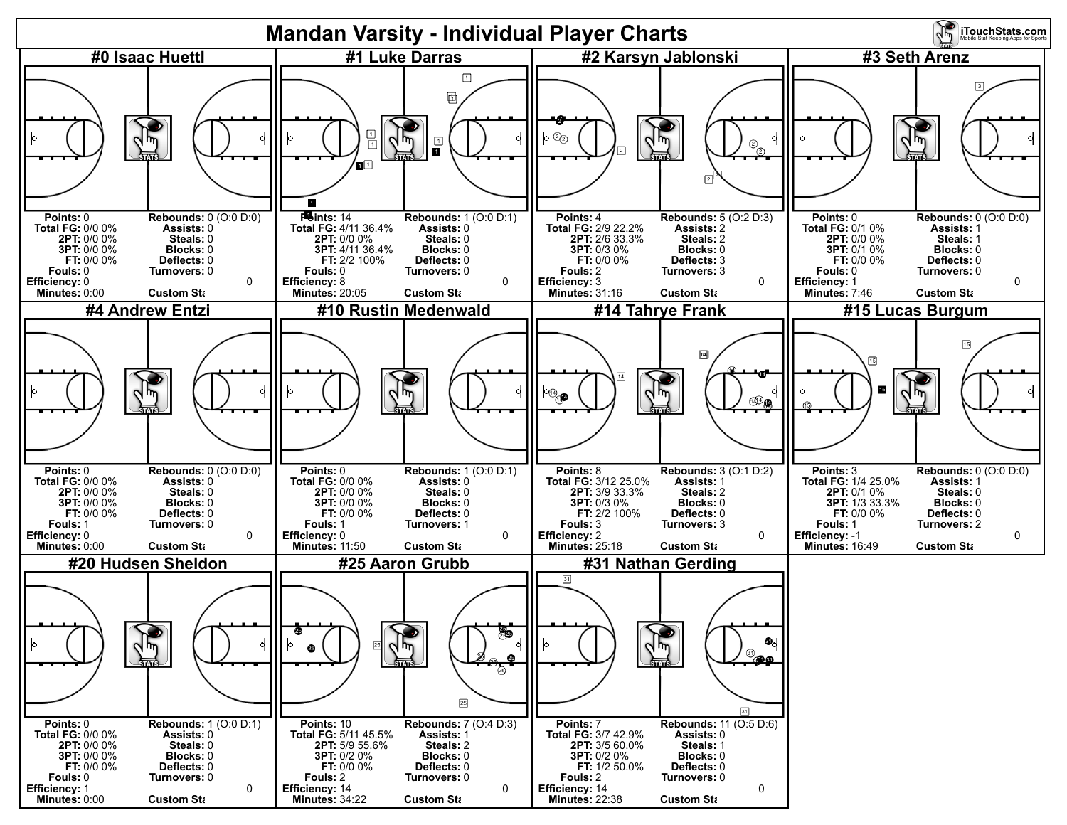# Mandan Varsity - Individual Player Charts

## #0 Isaac Huettl

| | | | |
|---|---|---|---|
| Points: | 0 | Rebounds: | 0 (O:0 D:0) |
| Total FG: | 0/0 0% | Assists: | 0 |
| 2PT: | 0/0 0% | Steals: | 0 |
| 3PT: | 0/0 0% | Blocks: | 0 |
| FT: | 0/0 0% | Deflects: | 0 |
| Fouls: | 0 | Turnovers: | 0 |
| Efficiency: | 0 | | 0 |
| Minutes: | 0:00 | Custom Sta | |

## #1 Luke Darras

| | | | |
|---|---|---|---|
| Points: | 14 | Rebounds: | 1 (O:0 D:1) |
| Total FG: | 4/11 36.4% | Assists: | 0 |
| 2PT: | 0/0 0% | Steals: | 0 |
| 3PT: | 4/11 36.4% | Blocks: | 0 |
| FT: | 2/2 100% | Deflects: | 0 |
| Fouls: | 0 | Turnovers: | 0 |
| Efficiency: | 8 | | 0 |
| Minutes: | 20:05 | Custom Sta | |

## #2 Karsyn Jablonski

| | | | |
|---|---|---|---|
| Points: | 4 | Rebounds: | 5 (O:2 D:3) |
| Total FG: | 2/9 22.2% | Assists: | 2 |
| 2PT: | 2/6 33.3% | Steals: | 2 |
| 3PT: | 0/3 0% | Blocks: | 0 |
| FT: | 0/0 0% | Deflects: | 3 |
| Fouls: | 2 | Turnovers: | 3 |
| Efficiency: | 3 | | 0 |
| Minutes: | 31:16 | Custom Sta | |

## #3 Seth Arenz

| | | | |
|---|---|---|---|
| Points: | 0 | Rebounds: | 0 (O:0 D:0) |
| Total FG: | 0/1 0% | Assists: | 1 |
| 2PT: | 0/0 0% | Steals: | 1 |
| 3PT: | 0/1 0% | Blocks: | 0 |
| FT: | 0/0 0% | Deflects: | 0 |
| Fouls: | 0 | Turnovers: | 0 |
| Efficiency: | 1 | | 0 |
| Minutes: | 7:46 | Custom Sta | |

## #4 Andrew Entzi

| | | | |
|---|---|---|---|
| Points: | 0 | Rebounds: | 0 (O:0 D:0) |
| Total FG: | 0/0 0% | Assists: | 0 |
| 2PT: | 0/0 0% | Steals: | 0 |
| 3PT: | 0/0 0% | Blocks: | 0 |
| FT: | 0/0 0% | Deflects: | 0 |
| Fouls: | 1 | Turnovers: | 0 |
| Efficiency: | 0 | | 0 |
| Minutes: | 0:00 | Custom Sta | |

## #10 Rustin Medenwald

| | | | |
|---|---|---|---|
| Points: | 0 | Rebounds: | 1 (O:0 D:1) |
| Total FG: | 0/0 0% | Assists: | 0 |
| 2PT: | 0/0 0% | Steals: | 0 |
| 3PT: | 0/0 0% | Blocks: | 0 |
| FT: | 0/0 0% | Deflects: | 0 |
| Fouls: | 1 | Turnovers: | 1 |
| Efficiency: | 0 | | 0 |
| Minutes: | 11:50 | Custom Sta | |

## #14 Tahrye Frank

| | | | |
|---|---|---|---|
| Points: | 8 | Rebounds: | 3 (O:1 D:2) |
| Total FG: | 3/12 25.0% | Assists: | 1 |
| 2PT: | 3/9 33.3% | Steals: | 2 |
| 3PT: | 0/3 0% | Blocks: | 0 |
| FT: | 2/2 100% | Deflects: | 0 |
| Fouls: | 3 | Turnovers: | 3 |
| Efficiency: | 2 | | 0 |
| Minutes: | 25:18 | Custom Sta | |

## #15 Lucas Burgum

| | | | |
|---|---|---|---|
| Points: | 3 | Rebounds: | 0 (O:0 D:0) |
| Total FG: | 1/4 25.0% | Assists: | 1 |
| 2PT: | 0/1 0% | Steals: | 0 |
| 3PT: | 1/3 33.3% | Blocks: | 0 |
| FT: | 0/0 0% | Deflects: | 0 |
| Fouls: | 1 | Turnovers: | 2 |
| Efficiency: | -1 | | 0 |
| Minutes: | 16:49 | Custom Sta | |

## #20 Hudsen Sheldon

| | | | |
|---|---|---|---|
| Points: | 0 | Rebounds: | 1 (O:0 D:1) |
| Total FG: | 0/0 0% | Assists: | 0 |
| 2PT: | 0/0 0% | Steals: | 0 |
| 3PT: | 0/0 0% | Blocks: | 0 |
| FT: | 0/0 0% | Deflects: | 0 |
| Fouls: | 0 | Turnovers: | 0 |
| Efficiency: | 1 | | 0 |
| Minutes: | 0:00 | Custom Sta | |

## #25 Aaron Grubb

| | | | |
|---|---|---|---|
| Points: | 10 | Rebounds: | 7 (O:4 D:3) |
| Total FG: | 5/11 45.5% | Assists: | 1 |
| 2PT: | 5/9 55.6% | Steals: | 2 |
| 3PT: | 0/2 0% | Blocks: | 0 |
| FT: | 0/0 0% | Deflects: | 0 |
| Fouls: | 2 | Turnovers: | 0 |
| Efficiency: | 14 | | 0 |
| Minutes: | 34:22 | Custom Sta | |

## #31 Nathan Gerding

| | | | |
|---|---|---|---|
| Points: | 7 | Rebounds: | 11 (O:5 D:6) |
| Total FG: | 3/7 42.9% | Assists: | 0 |
| 2PT: | 3/5 60.0% | Steals: | 1 |
| 3PT: | 0/2 0% | Blocks: | 0 |
| FT: | 1/2 50.0% | Deflects: | 0 |
| Fouls: | 2 | Turnovers: | 0 |
| Efficiency: | 14 | | 0 |
| Minutes: | 22:38 | Custom Sta | |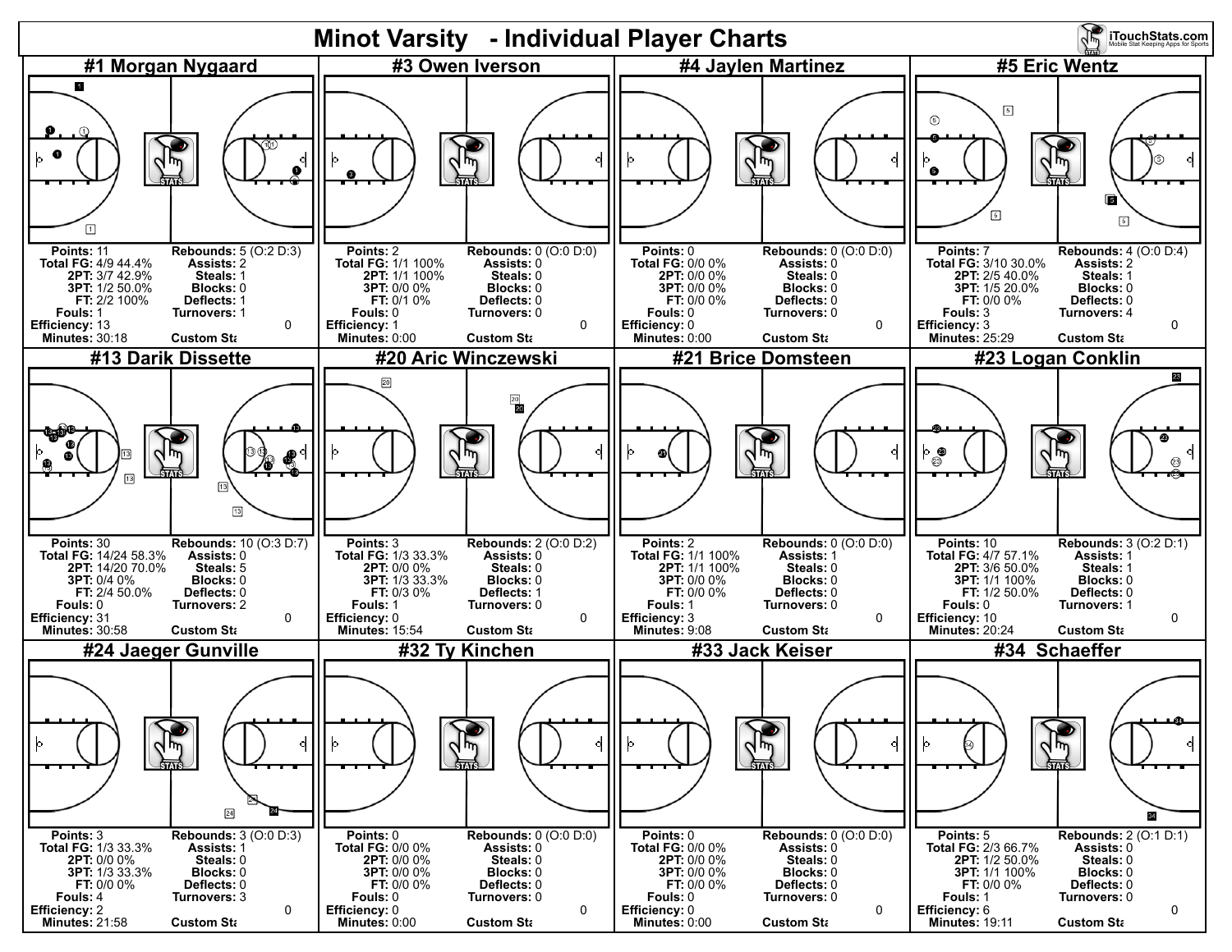# Minot Varsity - Individual Player Charts

## #1 Morgan Nygaard

| | | | |
|---|---|---|---|
| **Points:** | 11 | **Rebounds:** | 5 (O:2 D:3) |
| **Total FG:** | 4/9 44.4% | **Assists:** | 2 |
| **2PT:** | 3/7 42.9% | **Steals:** | 1 |
| **3PT:** | 1/2 50.0% | **Blocks:** | 0 |
| **FT:** | 2/2 100% | **Deflects:** | 1 |
| **Fouls:** | 1 | **Turnovers:** | 1 |
| **Efficiency:** | 13 | | 0 |
| **Minutes:** | 30:18 | **Custom Sta** | |

## #3 Owen Iverson

| | | | |
|---|---|---|---|
| **Points:** | 2 | **Rebounds:** | 0 (O:0 D:0) |
| **Total FG:** | 1/1 100% | **Assists:** | 0 |
| **2PT:** | 1/1 100% | **Steals:** | 0 |
| **3PT:** | 0/0 0% | **Blocks:** | 0 |
| **FT:** | 0/1 0% | **Deflects:** | 0 |
| **Fouls:** | 0 | **Turnovers:** | 0 |
| **Efficiency:** | 1 | | 0 |
| **Minutes:** | 0:00 | **Custom Sta** | |

## #4 Jaylen Martinez

| | | | |
|---|---|---|---|
| **Points:** | 0 | **Rebounds:** | 0 (O:0 D:0) |
| **Total FG:** | 0/0 0% | **Assists:** | 0 |
| **2PT:** | 0/0 0% | **Steals:** | 0 |
| **3PT:** | 0/0 0% | **Blocks:** | 0 |
| **FT:** | 0/0 0% | **Deflects:** | 0 |
| **Fouls:** | 0 | **Turnovers:** | 0 |
| **Efficiency:** | 0 | | 0 |
| **Minutes:** | 0:00 | **Custom Sta** | |

## #5 Eric Wentz

| | | | |
|---|---|---|---|
| **Points:** | 7 | **Rebounds:** | 4 (O:0 D:4) |
| **Total FG:** | 3/10 30.0% | **Assists:** | 2 |
| **2PT:** | 2/5 40.0% | **Steals:** | 1 |
| **3PT:** | 1/5 20.0% | **Blocks:** | 0 |
| **FT:** | 0/0 0% | **Deflects:** | 0 |
| **Fouls:** | 3 | **Turnovers:** | 4 |
| **Efficiency:** | 3 | | 0 |
| **Minutes:** | 25:29 | **Custom Sta** | |

## #13 Darik Dissette

| | | | |
|---|---|---|---|
| **Points:** | 30 | **Rebounds:** | 10 (O:3 D:7) |
| **Total FG:** | 14/24 58.3% | **Assists:** | 0 |
| **2PT:** | 14/20 70.0% | **Steals:** | 5 |
| **3PT:** | 0/4 0% | **Blocks:** | 0 |
| **FT:** | 2/4 50.0% | **Deflects:** | 0 |
| **Fouls:** | 0 | **Turnovers:** | 2 |
| **Efficiency:** | 31 | | 0 |
| **Minutes:** | 30:58 | **Custom Sta** | |

## #20 Aric Winczewski

| | | | |
|---|---|---|---|
| **Points:** | 3 | **Rebounds:** | 2 (O:0 D:2) |
| **Total FG:** | 1/3 33.3% | **Assists:** | 0 |
| **2PT:** | 0/0 0% | **Steals:** | 0 |
| **3PT:** | 1/3 33.3% | **Blocks:** | 0 |
| **FT:** | 0/3 0% | **Deflects:** | 1 |
| **Fouls:** | 1 | **Turnovers:** | 0 |
| **Efficiency:** | 0 | | 0 |
| **Minutes:** | 15:54 | **Custom Sta** | |

## #21 Brice Domsteen

| | | | |
|---|---|---|---|
| **Points:** | 2 | **Rebounds:** | 0 (O:0 D:0) |
| **Total FG:** | 1/1 100% | **Assists:** | 1 |
| **2PT:** | 1/1 100% | **Steals:** | 0 |
| **3PT:** | 0/0 0% | **Blocks:** | 0 |
| **FT:** | 0/0 0% | **Deflects:** | 0 |
| **Fouls:** | 1 | **Turnovers:** | 0 |
| **Efficiency:** | 3 | | 0 |
| **Minutes:** | 9:08 | **Custom Sta** | |

## #23 Logan Conklin

| | | | |
|---|---|---|---|
| **Points:** | 10 | **Rebounds:** | 3 (O:2 D:1) |
| **Total FG:** | 4/7 57.1% | **Assists:** | 1 |
| **2PT:** | 3/6 50.0% | **Steals:** | 1 |
| **3PT:** | 1/1 100% | **Blocks:** | 0 |
| **FT:** | 1/2 50.0% | **Deflects:** | 0 |
| **Fouls:** | 0 | **Turnovers:** | 1 |
| **Efficiency:** | 10 | | 0 |
| **Minutes:** | 20:24 | **Custom Sta** | |

## #24 Jaeger Gunville

| | | | |
|---|---|---|---|
| **Points:** | 3 | **Rebounds:** | 3 (O:0 D:3) |
| **Total FG:** | 1/3 33.3% | **Assists:** | 1 |
| **2PT:** | 0/0 0% | **Steals:** | 0 |
| **3PT:** | 1/3 33.3% | **Blocks:** | 0 |
| **FT:** | 0/0 0% | **Deflects:** | 0 |
| **Fouls:** | 4 | **Turnovers:** | 3 |
| **Efficiency:** | 2 | | 0 |
| **Minutes:** | 21:58 | **Custom Sta** | |

## #32 Ty Kinchen

| | | | |
|---|---|---|---|
| **Points:** | 0 | **Rebounds:** | 0 (O:0 D:0) |
| **Total FG:** | 0/0 0% | **Assists:** | 0 |
| **2PT:** | 0/0 0% | **Steals:** | 0 |
| **3PT:** | 0/0 0% | **Blocks:** | 0 |
| **FT:** | 0/0 0% | **Deflects:** | 0 |
| **Fouls:** | 0 | **Turnovers:** | 0 |
| **Efficiency:** | 0 | | 0 |
| **Minutes:** | 0:00 | **Custom Sta** | |

## #33 Jack Keiser

| | | | |
|---|---|---|---|
| **Points:** | 0 | **Rebounds:** | 0 (O:0 D:0) |
| **Total FG:** | 0/0 0% | **Assists:** | 0 |
| **2PT:** | 0/0 0% | **Steals:** | 0 |
| **3PT:** | 0/0 0% | **Blocks:** | 0 |
| **FT:** | 0/0 0% | **Deflects:** | 0 |
| **Fouls:** | 0 | **Turnovers:** | 0 |
| **Efficiency:** | 0 | | 0 |
| **Minutes:** | 0:00 | **Custom Sta** | |

## #34 Schaeffer

| | | | |
|---|---|---|---|
| **Points:** | 5 | **Rebounds:** | 2 (O:1 D:1) |
| **Total FG:** | 2/3 66.7% | **Assists:** | 0 |
| **2PT:** | 1/2 50.0% | **Steals:** | 0 |
| **3PT:** | 1/1 100% | **Blocks:** | 0 |
| **FT:** | 0/0 0% | **Deflects:** | 0 |
| **Fouls:** | 1 | **Turnovers:** | 0 |
| **Efficiency:** | 6 | | 0 |
| **Minutes:** | 19:11 | **Custom Sta** | |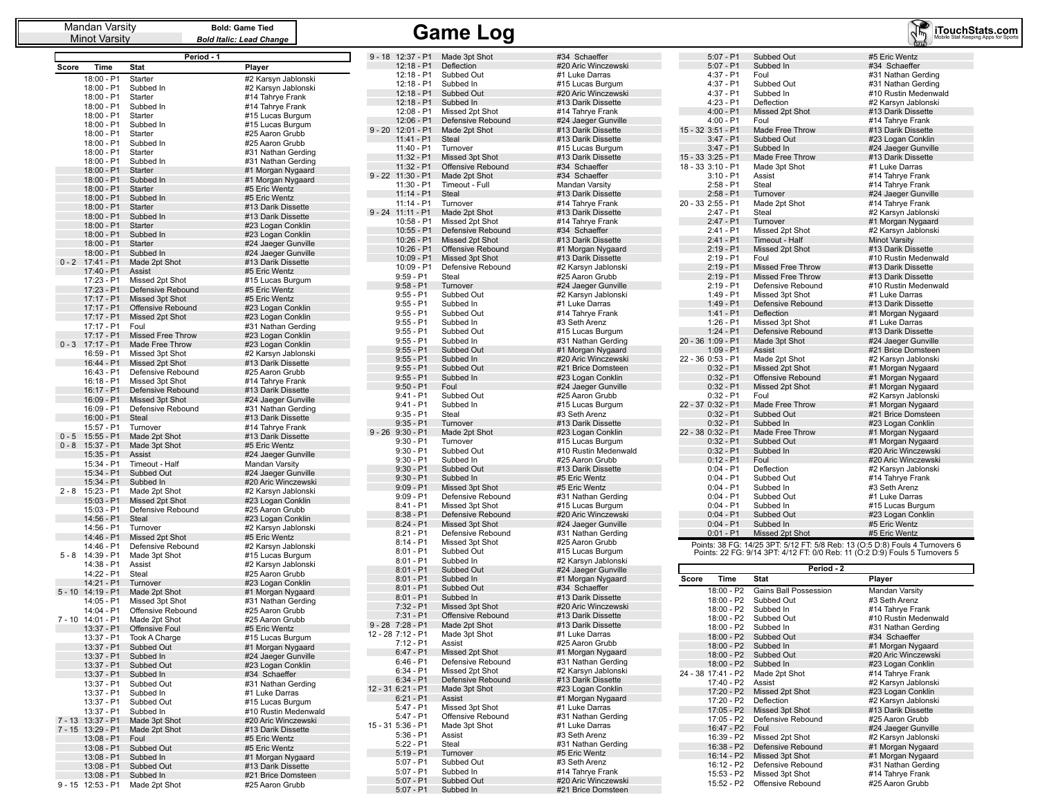Mandan Varsity
Minot Varsity

**Bold: Game Tied**
***Bold Italic: Lead Change***

# Game Log

iTouchStats.com — Mobile Stat Keeping Apps for Sports

## Period - 1

| Score | Time | Stat | Player |
|---|---|---|---|
| | 18:00 - P1 | Starter | #2 Karsyn Jablonski |
| | 18:00 - P1 | Subbed In | #2 Karsyn Jablonski |
| | 18:00 - P1 | Starter | #14 Tahrye Frank |
| | 18:00 - P1 | Subbed In | #14 Tahrye Frank |
| | 18:00 - P1 | Starter | #15 Lucas Burgum |
| | 18:00 - P1 | Subbed In | #15 Lucas Burgum |
| | 18:00 - P1 | Starter | #25 Aaron Grubb |
| | 18:00 - P1 | Subbed In | #25 Aaron Grubb |
| | 18:00 - P1 | Starter | #31 Nathan Gerding |
| | 18:00 - P1 | Subbed In | #31 Nathan Gerding |
| | 18:00 - P1 | Starter | #1 Morgan Nygaard |
| | 18:00 - P1 | Subbed In | #1 Morgan Nygaard |
| | 18:00 - P1 | Starter | #5 Eric Wentz |
| | 18:00 - P1 | Subbed In | #5 Eric Wentz |
| | 18:00 - P1 | Starter | #13 Darik Dissette |
| | 18:00 - P1 | Subbed In | #13 Darik Dissette |
| | 18:00 - P1 | Starter | #23 Logan Conklin |
| | 18:00 - P1 | Subbed In | #23 Logan Conklin |
| | 18:00 - P1 | Starter | #24 Jaeger Gunville |
| | 18:00 - P1 | Subbed In | #24 Jaeger Gunville |
| 0 - 2 | 17:41 - P1 | Made 2pt Shot | #13 Darik Dissette |
| | 17:40 - P1 | Assist | #5 Eric Wentz |
| | 17:23 - P1 | Missed 2pt Shot | #15 Lucas Burgum |
| | 17:23 - P1 | Defensive Rebound | #5 Eric Wentz |
| | 17:17 - P1 | Missed 3pt Shot | #5 Eric Wentz |
| | 17:17 - P1 | Offensive Rebound | #23 Logan Conklin |
| | 17:17 - P1 | Missed 2pt Shot | #23 Logan Conklin |
| | 17:17 - P1 | Foul | #31 Nathan Gerding |
| | 17:17 - P1 | Missed Free Throw | #23 Logan Conklin |
| 0 - 3 | 17:17 - P1 | Made Free Throw | #23 Logan Conklin |
| | 16:59 - P1 | Missed 3pt Shot | #2 Karsyn Jablonski |
| | 16:44 - P1 | Missed 2pt Shot | #13 Darik Dissette |
| | 16:43 - P1 | Defensive Rebound | #25 Aaron Grubb |
| | 16:18 - P1 | Missed 3pt Shot | #14 Tahrye Frank |
| | 16:17 - P1 | Defensive Rebound | #13 Darik Dissette |
| | 16:09 - P1 | Missed 3pt Shot | #24 Jaeger Gunville |
| | 16:09 - P1 | Defensive Rebound | #31 Nathan Gerding |
| | 16:00 - P1 | Steal | #13 Darik Dissette |
| | 15:57 - P1 | Turnover | #14 Tahrye Frank |
| 0 - 5 | 15:55 - P1 | Made 2pt Shot | #13 Darik Dissette |
| 0 - 8 | 15:37 - P1 | Made 3pt Shot | #5 Eric Wentz |
| | 15:35 - P1 | Assist | #24 Jaeger Gunville |
| | 15:34 - P1 | Timeout - Half | Mandan Varsity |
| | 15:34 - P1 | Subbed Out | #24 Jaeger Gunville |
| | 15:34 - P1 | Subbed In | #20 Aric Winczewski |
| 2 - 8 | 15:23 - P1 | Made 2pt Shot | #2 Karsyn Jablonski |
| | 15:03 - P1 | Missed 2pt Shot | #23 Logan Conklin |
| | 15:03 - P1 | Defensive Rebound | #25 Aaron Grubb |
| | 14:56 - P1 | Steal | #23 Logan Conklin |
| | 14:56 - P1 | Turnover | #2 Karsyn Jablonski |
| | 14:46 - P1 | Missed 2pt Shot | #5 Eric Wentz |
| | 14:46 - P1 | Defensive Rebound | #2 Karsyn Jablonski |
| 5 - 8 | 14:39 - P1 | Made 3pt Shot | #15 Lucas Burgum |
| | 14:38 - P1 | Assist | #2 Karsyn Jablonski |
| | 14:22 - P1 | Steal | #25 Aaron Grubb |
| | 14:21 - P1 | Turnover | #23 Logan Conklin |
| 5 - 10 | 14:19 - P1 | Made 2pt Shot | #1 Morgan Nygaard |
| | 14:05 - P1 | Missed 3pt Shot | #31 Nathan Gerding |
| | 14:04 - P1 | Offensive Rebound | #25 Aaron Grubb |
| 7 - 10 | 14:01 - P1 | Made 2pt Shot | #25 Aaron Grubb |
| | 13:37 - P1 | Offensive Foul | #5 Eric Wentz |
| | 13:37 - P1 | Took A Charge | #15 Lucas Burgum |
| | 13:37 - P1 | Subbed Out | #1 Morgan Nygaard |
| | 13:37 - P1 | Subbed In | #24 Jaeger Gunville |
| | 13:37 - P1 | Subbed Out | #23 Logan Conklin |
| | 13:37 - P1 | Subbed In | #34 Schaeffer |
| | 13:37 - P1 | Subbed Out | #31 Nathan Gerding |
| | 13:37 - P1 | Subbed In | #1 Luke Darras |
| | 13:37 - P1 | Subbed Out | #15 Lucas Burgum |
| | 13:37 - P1 | Subbed In | #10 Rustin Medenwald |
| 7 - 13 | 13:37 - P1 | Made 3pt Shot | #20 Aric Winczewski |
| 7 - 15 | 13:29 - P1 | Made 2pt Shot | #13 Darik Dissette |
| | 13:08 - P1 | Foul | #5 Eric Wentz |
| | 13:08 - P1 | Subbed Out | #5 Eric Wentz |
| | 13:08 - P1 | Subbed In | #1 Morgan Nygaard |
| | 13:08 - P1 | Subbed Out | #13 Darik Dissette |
| | 13:08 - P1 | Subbed In | #21 Brice Domsteen |
| 9 - 15 | 12:53 - P1 | Made 2pt Shot | #25 Aaron Grubb |
| 9 - 18 | 12:37 - P1 | Made 3pt Shot | #34 Schaeffer |
| | 12:18 - P1 | Deflection | #20 Aric Winczewski |
| | 12:18 - P1 | Subbed Out | #1 Luke Darras |
| | 12:18 - P1 | Subbed In | #15 Lucas Burgum |
| | 12:18 - P1 | Subbed Out | #20 Aric Winczewski |
| | 12:18 - P1 | Subbed In | #13 Darik Dissette |
| | 12:08 - P1 | Missed 2pt Shot | #14 Tahrye Frank |
| | 12:06 - P1 | Defensive Rebound | #24 Jaeger Gunville |
| 9 - 20 | 12:01 - P1 | Made 2pt Shot | #13 Darik Dissette |
| | 11:41 - P1 | Steal | #13 Darik Dissette |
| | 11:40 - P1 | Turnover | #15 Lucas Burgum |
| | 11:32 - P1 | Missed 3pt Shot | #13 Darik Dissette |
| | 11:32 - P1 | Offensive Rebound | #34 Schaeffer |
| 9 - 22 | 11:30 - P1 | Made 2pt Shot | #34 Schaeffer |
| | 11:30 - P1 | Timeout - Full | Mandan Varsity |
| | 11:14 - P1 | Steal | #13 Darik Dissette |
| | 11:14 - P1 | Turnover | #14 Tahrye Frank |
| 9 - 24 | 11:11 - P1 | Made 2pt Shot | #13 Darik Dissette |
| | 10:58 - P1 | Missed 2pt Shot | #14 Tahrye Frank |
| | 10:55 - P1 | Defensive Rebound | #34 Schaeffer |
| | 10:26 - P1 | Missed 2pt Shot | #13 Darik Dissette |
| | 10:26 - P1 | Offensive Rebound | #1 Morgan Nygaard |
| | 10:09 - P1 | Missed 3pt Shot | #13 Darik Dissette |
| | 10:09 - P1 | Defensive Rebound | #2 Karsyn Jablonski |
| | 9:59 - P1 | Steal | #25 Aaron Grubb |
| | 9:58 - P1 | Turnover | #24 Jaeger Gunville |
| | 9:55 - P1 | Subbed Out | #2 Karsyn Jablonski |
| | 9:55 - P1 | Subbed In | #1 Luke Darras |
| | 9:55 - P1 | Subbed Out | #14 Tahrye Frank |
| | 9:55 - P1 | Subbed In | #3 Seth Arenz |
| | 9:55 - P1 | Subbed Out | #15 Lucas Burgum |
| | 9:55 - P1 | Subbed In | #31 Nathan Gerding |
| | 9:55 - P1 | Subbed Out | #1 Morgan Nygaard |
| | 9:55 - P1 | Subbed In | #20 Aric Winczewski |
| | 9:55 - P1 | Subbed Out | #21 Brice Domsteen |
| | 9:55 - P1 | Subbed In | #23 Logan Conklin |
| | 9:50 - P1 | Foul | #24 Jaeger Gunville |
| | 9:41 - P1 | Subbed Out | #25 Aaron Grubb |
| | 9:41 - P1 | Subbed In | #15 Lucas Burgum |
| | 9:35 - P1 | Steal | #3 Seth Arenz |
| | 9:35 - P1 | Turnover | #13 Darik Dissette |
| 9 - 26 | 9:30 - P1 | Made 2pt Shot | #23 Logan Conklin |
| | 9:30 - P1 | Turnover | #15 Lucas Burgum |
| | 9:30 - P1 | Subbed Out | #10 Rustin Medenwald |
| | 9:30 - P1 | Subbed In | #25 Aaron Grubb |
| | 9:30 - P1 | Subbed Out | #13 Darik Dissette |
| | 9:30 - P1 | Subbed In | #5 Eric Wentz |
| | 9:09 - P1 | Missed 3pt Shot | #5 Eric Wentz |
| | 9:09 - P1 | Defensive Rebound | #31 Nathan Gerding |
| | 8:41 - P1 | Missed 3pt Shot | #15 Lucas Burgum |
| | 8:38 - P1 | Defensive Rebound | #20 Aric Winczewski |
| | 8:24 - P1 | Missed 3pt Shot | #24 Jaeger Gunville |
| | 8:21 - P1 | Defensive Rebound | #31 Nathan Gerding |
| | 8:14 - P1 | Missed 3pt Shot | #25 Aaron Grubb |
| | 8:01 - P1 | Subbed Out | #15 Lucas Burgum |
| | 8:01 - P1 | Subbed In | #2 Karsyn Jablonski |
| | 8:01 - P1 | Subbed Out | #24 Jaeger Gunville |
| | 8:01 - P1 | Subbed In | #1 Morgan Nygaard |
| | 8:01 - P1 | Subbed Out | #34 Schaeffer |
| | 8:01 - P1 | Subbed In | #13 Darik Dissette |
| | 7:32 - P1 | Missed 3pt Shot | #20 Aric Winczewski |
| | 7:31 - P1 | Offensive Rebound | #13 Darik Dissette |
| 9 - 28 | 7:28 - P1 | Made 2pt Shot | #13 Darik Dissette |
| 12 - 28 | 7:12 - P1 | Made 3pt Shot | #1 Luke Darras |
| | 7:12 - P1 | Assist | #25 Aaron Grubb |
| | 6:47 - P1 | Missed 2pt Shot | #1 Morgan Nygaard |
| | 6:46 - P1 | Defensive Rebound | #31 Nathan Gerding |
| | 6:34 - P1 | Missed 2pt Shot | #2 Karsyn Jablonski |
| | 6:34 - P1 | Defensive Rebound | #13 Darik Dissette |
| 12 - 31 | 6:21 - P1 | Made 3pt Shot | #23 Logan Conklin |
| | 6:21 - P1 | Assist | #1 Morgan Nygaard |
| | 5:47 - P1 | Missed 3pt Shot | #1 Luke Darras |
| | 5:47 - P1 | Offensive Rebound | #31 Nathan Gerding |
| 15 - 31 | 5:36 - P1 | Made 3pt Shot | #1 Luke Darras |
| | 5:36 - P1 | Assist | #3 Seth Arenz |
| | 5:22 - P1 | Steal | #31 Nathan Gerding |
| | 5:19 - P1 | Turnover | #5 Eric Wentz |
| | 5:07 - P1 | Subbed Out | #3 Seth Arenz |
| | 5:07 - P1 | Subbed In | #14 Tahrye Frank |
| | 5:07 - P1 | Subbed Out | #20 Aric Winczewski |
| | 5:07 - P1 | Subbed In | #21 Brice Domsteen |
| | 5:07 - P1 | Subbed Out | #5 Eric Wentz |
| | 5:07 - P1 | Subbed In | #34 Schaeffer |
| | 4:37 - P1 | Foul | #31 Nathan Gerding |
| | 4:37 - P1 | Subbed Out | #31 Nathan Gerding |
| | 4:37 - P1 | Subbed In | #10 Rustin Medenwald |
| | 4:23 - P1 | Deflection | #2 Karsyn Jablonski |
| | 4:00 - P1 | Missed 2pt Shot | #13 Darik Dissette |
| | 4:00 - P1 | Foul | #14 Tahrye Frank |
| 15 - 32 | 3:51 - P1 | Made Free Throw | #13 Darik Dissette |
| | 3:47 - P1 | Subbed Out | #23 Logan Conklin |
| | 3:47 - P1 | Subbed In | #24 Jaeger Gunville |
| 15 - 33 | 3:25 - P1 | Made Free Throw | #13 Darik Dissette |
| 18 - 33 | 3:10 - P1 | Made 3pt Shot | #1 Luke Darras |
| | 3:10 - P1 | Assist | #14 Tahrye Frank |
| | 2:58 - P1 | Steal | #14 Tahrye Frank |
| | 2:58 - P1 | Turnover | #24 Jaeger Gunville |
| 20 - 33 | 2:55 - P1 | Made 2pt Shot | #14 Tahrye Frank |
| | 2:47 - P1 | Steal | #2 Karsyn Jablonski |
| | 2:47 - P1 | Turnover | #1 Morgan Nygaard |
| | 2:41 - P1 | Missed 2pt Shot | #2 Karsyn Jablonski |
| | 2:41 - P1 | Timeout - Half | Minot Varsity |
| | 2:19 - P1 | Missed 2pt Shot | #13 Darik Dissette |
| | 2:19 - P1 | Foul | #10 Rustin Medenwald |
| | 2:19 - P1 | Missed Free Throw | #13 Darik Dissette |
| | 2:19 - P1 | Missed Free Throw | #13 Darik Dissette |
| | 2:19 - P1 | Defensive Rebound | #10 Rustin Medenwald |
| | 1:49 - P1 | Missed 3pt Shot | #1 Luke Darras |
| | 1:49 - P1 | Defensive Rebound | #13 Darik Dissette |
| | 1:41 - P1 | Deflection | #1 Morgan Nygaard |
| | 1:26 - P1 | Missed 3pt Shot | #1 Luke Darras |
| | 1:24 - P1 | Defensive Rebound | #13 Darik Dissette |
| 20 - 36 | 1:09 - P1 | Made 3pt Shot | #24 Jaeger Gunville |
| | 1:09 - P1 | Assist | #21 Brice Domsteen |
| 22 - 36 | 0:53 - P1 | Made 2pt Shot | #2 Karsyn Jablonski |
| | 0:32 - P1 | Missed 2pt Shot | #1 Morgan Nygaard |
| | 0:32 - P1 | Offensive Rebound | #1 Morgan Nygaard |
| | 0:32 - P1 | Missed 2pt Shot | #1 Morgan Nygaard |
| | 0:32 - P1 | Foul | #2 Karsyn Jablonski |
| 22 - 37 | 0:32 - P1 | Made Free Throw | #1 Morgan Nygaard |
| | 0:32 - P1 | Subbed Out | #21 Brice Domsteen |
| | 0:32 - P1 | Subbed In | #23 Logan Conklin |
| 22 - 38 | 0:32 - P1 | Made Free Throw | #1 Morgan Nygaard |
| | 0:32 - P1 | Subbed Out | #1 Morgan Nygaard |
| | 0:32 - P1 | Subbed In | #20 Aric Winczewski |
| | 0:12 - P1 | Foul | #20 Aric Winczewski |
| | 0:04 - P1 | Deflection | #2 Karsyn Jablonski |
| | 0:04 - P1 | Subbed Out | #14 Tahrye Frank |
| | 0:04 - P1 | Subbed In | #3 Seth Arenz |
| | 0:04 - P1 | Subbed Out | #1 Luke Darras |
| | 0:04 - P1 | Subbed In | #15 Lucas Burgum |
| | 0:04 - P1 | Subbed Out | #23 Logan Conklin |
| | 0:04 - P1 | Subbed In | #5 Eric Wentz |
| | 0:01 - P1 | Missed 2pt Shot | #5 Eric Wentz |

Points: 38 FG: 14/25 3PT: 5/12 FT: 5/8 Reb: 13 (O:5 D:8) Fouls 4 Turnovers 6
Points: 22 FG: 9/14 3PT: 4/12 FT: 0/0 Reb: 11 (O:2 D:9) Fouls 5 Turnovers 5

## Period - 2

| Score | Time | Stat | Player |
|---|---|---|---|
| | 18:00 - P2 | Gains Ball Possession | Mandan Varsity |
| | 18:00 - P2 | Subbed Out | #3 Seth Arenz |
| | 18:00 - P2 | Subbed In | #14 Tahrye Frank |
| | 18:00 - P2 | Subbed Out | #10 Rustin Medenwald |
| | 18:00 - P2 | Subbed In | #31 Nathan Gerding |
| | 18:00 - P2 | Subbed Out | #34 Schaeffer |
| | 18:00 - P2 | Subbed In | #1 Morgan Nygaard |
| | 18:00 - P2 | Subbed Out | #20 Aric Winczewski |
| | 18:00 - P2 | Subbed In | #23 Logan Conklin |
| 24 - 38 | 17:41 - P2 | Made 2pt Shot | #14 Tahrye Frank |
| | 17:40 - P2 | Assist | #2 Karsyn Jablonski |
| | 17:20 - P2 | Missed 2pt Shot | #23 Logan Conklin |
| | 17:20 - P2 | Deflection | #2 Karsyn Jablonski |
| | 17:05 - P2 | Missed 3pt Shot | #13 Darik Dissette |
| | 17:05 - P2 | Defensive Rebound | #25 Aaron Grubb |
| | 16:47 - P2 | Foul | #24 Jaeger Gunville |
| | 16:39 - P2 | Missed 2pt Shot | #2 Karsyn Jablonski |
| | 16:38 - P2 | Defensive Rebound | #1 Morgan Nygaard |
| | 16:14 - P2 | Missed 3pt Shot | #1 Morgan Nygaard |
| | 16:12 - P2 | Defensive Rebound | #31 Nathan Gerding |
| | 15:53 - P2 | Missed 3pt Shot | #14 Tahrye Frank |
| | 15:52 - P2 | Offensive Rebound | #25 Aaron Grubb |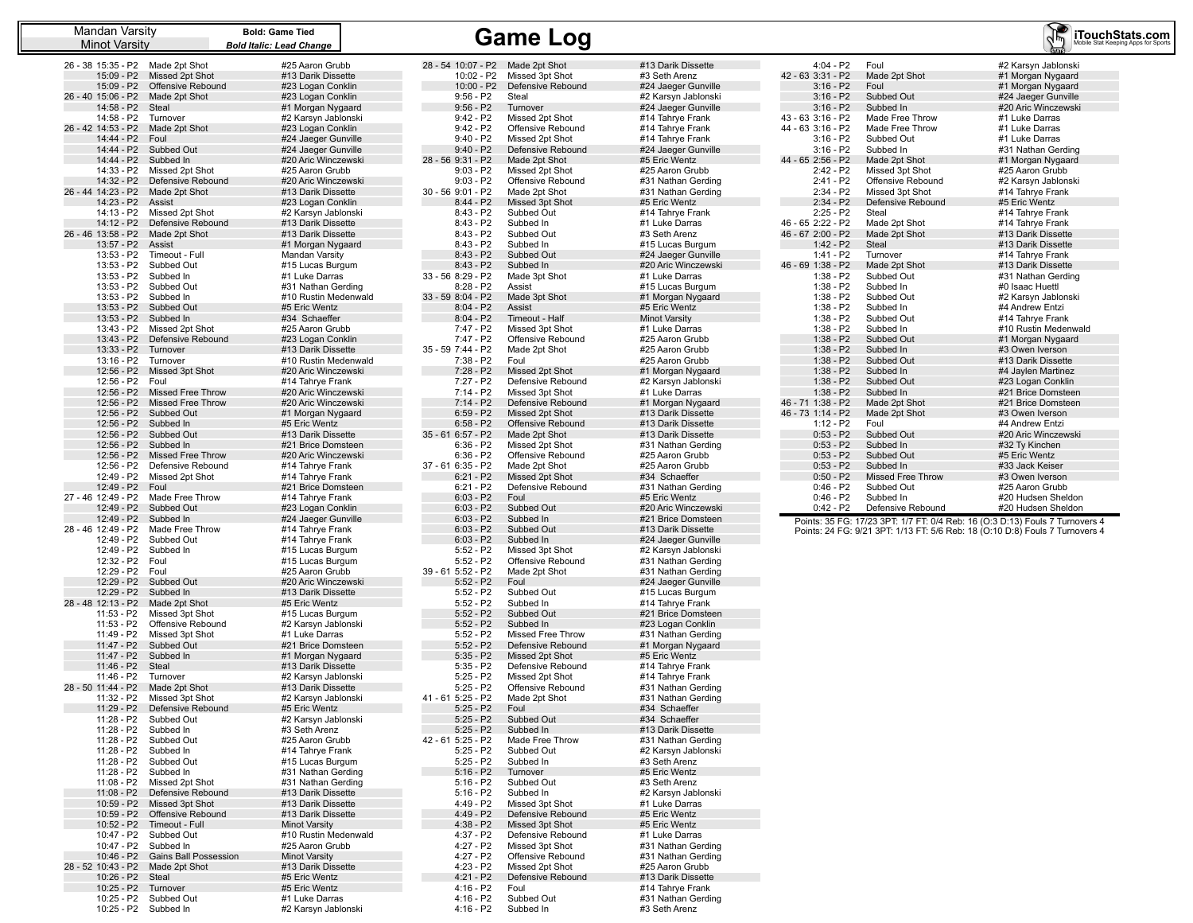| Mandan Varsity | Bold: Game Tied |
|---|---|
| Minot Varsity | ***Bold Italic: Lead Change*** |

# Game Log

iTouchStats.com
Mobile Stat Keeping Apps for Sports

| Score | Time | Event | Player |
|---|---|---|---|
| 26 - 38 | 15:35 - P2 | Made 2pt Shot | #25 Aaron Grubb |
| | 15:09 - P2 | Missed 2pt Shot | #13 Darik Dissette |
| | 15:09 - P2 | Offensive Rebound | #23 Logan Conklin |
| 26 - 40 | 15:06 - P2 | Made 2pt Shot | #23 Logan Conklin |
| | 14:58 - P2 | Steal | #1 Morgan Nygaard |
| | 14:58 - P2 | Turnover | #2 Karsyn Jablonski |
| 26 - 42 | 14:53 - P2 | Made 2pt Shot | #23 Logan Conklin |
| | 14:44 - P2 | Foul | #24 Jaeger Gunville |
| | 14:44 - P2 | Subbed Out | #24 Jaeger Gunville |
| | 14:44 - P2 | Subbed In | #20 Aric Winczewski |
| | 14:33 - P2 | Missed 2pt Shot | #25 Aaron Grubb |
| | 14:32 - P2 | Defensive Rebound | #20 Aric Winczewski |
| 26 - 44 | 14:23 - P2 | Made 2pt Shot | #13 Darik Dissette |
| | 14:23 - P2 | Assist | #23 Logan Conklin |
| | 14:13 - P2 | Missed 2pt Shot | #2 Karsyn Jablonski |
| | 14:12 - P2 | Defensive Rebound | #13 Darik Dissette |
| 26 - 46 | 13:58 - P2 | Made 2pt Shot | #13 Darik Dissette |
| | 13:57 - P2 | Assist | #1 Morgan Nygaard |
| | 13:53 - P2 | Timeout - Full | Mandan Varsity |
| | 13:53 - P2 | Subbed Out | #15 Lucas Burgum |
| | 13:53 - P2 | Subbed In | #1 Luke Darras |
| | 13:53 - P2 | Subbed Out | #31 Nathan Gerding |
| | 13:53 - P2 | Subbed In | #10 Rustin Medenwald |
| | 13:53 - P2 | Subbed Out | #5 Eric Wentz |
| | 13:53 - P2 | Subbed In | #34 Schaeffer |
| | 13:43 - P2 | Missed 2pt Shot | #25 Aaron Grubb |
| | 13:43 - P2 | Defensive Rebound | #23 Logan Conklin |
| | 13:33 - P2 | Turnover | #13 Darik Dissette |
| | 13:16 - P2 | Turnover | #10 Rustin Medenwald |
| | 12:56 - P2 | Missed 3pt Shot | #20 Aric Winczewski |
| | 12:56 - P2 | Foul | #14 Tahrye Frank |
| | 12:56 - P2 | Missed Free Throw | #20 Aric Winczewski |
| | 12:56 - P2 | Missed Free Throw | #20 Aric Winczewski |
| | 12:56 - P2 | Subbed Out | #1 Morgan Nygaard |
| | 12:56 - P2 | Subbed In | #5 Eric Wentz |
| | 12:56 - P2 | Subbed Out | #13 Darik Dissette |
| | 12:56 - P2 | Subbed In | #21 Brice Domsteen |
| | 12:56 - P2 | Missed Free Throw | #20 Aric Winczewski |
| | 12:56 - P2 | Defensive Rebound | #14 Tahrye Frank |
| | 12:49 - P2 | Missed 2pt Shot | #14 Tahrye Frank |
| | 12:49 - P2 | Foul | #21 Brice Domsteen |
| 27 - 46 | 12:49 - P2 | Made Free Throw | #14 Tahrye Frank |
| | 12:49 - P2 | Subbed Out | #23 Logan Conklin |
| | 12:49 - P2 | Subbed In | #24 Jaeger Gunville |
| 28 - 46 | 12:49 - P2 | Made Free Throw | #14 Tahrye Frank |
| | 12:49 - P2 | Subbed Out | #14 Tahrye Frank |
| | 12:49 - P2 | Subbed In | #15 Lucas Burgum |
| | 12:32 - P2 | Foul | #15 Lucas Burgum |
| | 12:29 - P2 | Foul | #25 Aaron Grubb |
| | 12:29 - P2 | Subbed Out | #20 Aric Winczewski |
| | 12:29 - P2 | Subbed In | #13 Darik Dissette |
| 28 - 48 | 12:13 - P2 | Made 2pt Shot | #5 Eric Wentz |
| | 11:53 - P2 | Missed 3pt Shot | #15 Lucas Burgum |
| | 11:53 - P2 | Offensive Rebound | #2 Karsyn Jablonski |
| | 11:49 - P2 | Missed 3pt Shot | #1 Luke Darras |
| | 11:47 - P2 | Subbed Out | #21 Brice Domsteen |
| | 11:47 - P2 | Subbed In | #1 Morgan Nygaard |
| | 11:46 - P2 | Steal | #13 Darik Dissette |
| | 11:46 - P2 | Turnover | #2 Karsyn Jablonski |
| 28 - 50 | 11:44 - P2 | Made 2pt Shot | #13 Darik Dissette |
| | 11:32 - P2 | Missed 3pt Shot | #2 Karsyn Jablonski |
| | 11:29 - P2 | Defensive Rebound | #5 Eric Wentz |
| | 11:28 - P2 | Subbed Out | #2 Karsyn Jablonski |
| | 11:28 - P2 | Subbed In | #3 Seth Arenz |
| | 11:28 - P2 | Subbed Out | #25 Aaron Grubb |
| | 11:28 - P2 | Subbed In | #14 Tahrye Frank |
| | 11:28 - P2 | Subbed Out | #15 Lucas Burgum |
| | 11:28 - P2 | Subbed In | #31 Nathan Gerding |
| | 11:08 - P2 | Missed 2pt Shot | #31 Nathan Gerding |
| | 11:08 - P2 | Defensive Rebound | #13 Darik Dissette |
| | 10:59 - P2 | Missed 3pt Shot | #13 Darik Dissette |
| | 10:59 - P2 | Offensive Rebound | #13 Darik Dissette |
| | 10:52 - P2 | Timeout - Full | Minot Varsity |
| | 10:47 - P2 | Subbed Out | #10 Rustin Medenwald |
| | 10:47 - P2 | Subbed In | #25 Aaron Grubb |
| | 10:46 - P2 | Gains Ball Possession | Minot Varsity |
| 28 - 52 | 10:43 - P2 | Made 2pt Shot | #13 Darik Dissette |
| | 10:26 - P2 | Steal | #5 Eric Wentz |
| | 10:25 - P2 | Turnover | #5 Eric Wentz |
| | 10:25 - P2 | Subbed Out | #1 Luke Darras |
| | 10:25 - P2 | Subbed In | #2 Karsyn Jablonski |
| 28 - 54 | 10:07 - P2 | Made 2pt Shot | #13 Darik Dissette |
| | 10:02 - P2 | Missed 3pt Shot | #3 Seth Arenz |
| | 10:00 - P2 | Defensive Rebound | #24 Jaeger Gunville |
| | 9:56 - P2 | Steal | #2 Karsyn Jablonski |
| | 9:56 - P2 | Turnover | #24 Jaeger Gunville |
| | 9:42 - P2 | Missed 2pt Shot | #14 Tahrye Frank |
| | 9:42 - P2 | Offensive Rebound | #14 Tahrye Frank |
| | 9:40 - P2 | Missed 2pt Shot | #14 Tahrye Frank |
| | 9:40 - P2 | Defensive Rebound | #24 Jaeger Gunville |
| 28 - 56 | 9:31 - P2 | Made 2pt Shot | #5 Eric Wentz |
| | 9:03 - P2 | Missed 2pt Shot | #25 Aaron Grubb |
| | 9:03 - P2 | Offensive Rebound | #31 Nathan Gerding |
| 30 - 56 | 9:01 - P2 | Made 2pt Shot | #31 Nathan Gerding |
| | 8:44 - P2 | Missed 3pt Shot | #5 Eric Wentz |
| | 8:43 - P2 | Subbed Out | #14 Tahrye Frank |
| | 8:43 - P2 | Subbed In | #1 Luke Darras |
| | 8:43 - P2 | Subbed Out | #3 Seth Arenz |
| | 8:43 - P2 | Subbed In | #15 Lucas Burgum |
| | 8:43 - P2 | Subbed Out | #24 Jaeger Gunville |
| | 8:43 - P2 | Subbed In | #20 Aric Winczewski |
| 33 - 56 | 8:29 - P2 | Made 3pt Shot | #1 Luke Darras |
| | 8:28 - P2 | Assist | #15 Lucas Burgum |
| 33 - 59 | 8:04 - P2 | Made 3pt Shot | #1 Morgan Nygaard |
| | 8:04 - P2 | Assist | #5 Eric Wentz |
| | 8:04 - P2 | Timeout - Half | Minot Varsity |
| | 7:47 - P2 | Missed 3pt Shot | #1 Luke Darras |
| | 7:47 - P2 | Offensive Rebound | #25 Aaron Grubb |
| 35 - 59 | 7:44 - P2 | Made 2pt Shot | #25 Aaron Grubb |
| | 7:38 - P2 | Foul | #25 Aaron Grubb |
| | 7:28 - P2 | Missed 2pt Shot | #1 Morgan Nygaard |
| | 7:27 - P2 | Defensive Rebound | #2 Karsyn Jablonski |
| | 7:14 - P2 | Missed 3pt Shot | #1 Luke Darras |
| | 7:14 - P2 | Defensive Rebound | #1 Morgan Nygaard |
| | 6:59 - P2 | Missed 2pt Shot | #13 Darik Dissette |
| | 6:58 - P2 | Offensive Rebound | #13 Darik Dissette |
| 35 - 61 | 6:57 - P2 | Made 2pt Shot | #13 Darik Dissette |
| | 6:36 - P2 | Missed 2pt Shot | #31 Nathan Gerding |
| | 6:36 - P2 | Offensive Rebound | #25 Aaron Grubb |
| 37 - 61 | 6:35 - P2 | Made 2pt Shot | #25 Aaron Grubb |
| | 6:21 - P2 | Missed 2pt Shot | #34 Schaeffer |
| | 6:21 - P2 | Defensive Rebound | #31 Nathan Gerding |
| | 6:03 - P2 | Foul | #5 Eric Wentz |
| | 6:03 - P2 | Subbed Out | #20 Aric Winczewski |
| | 6:03 - P2 | Subbed In | #21 Brice Domsteen |
| | 6:03 - P2 | Subbed Out | #13 Darik Dissette |
| | 6:03 - P2 | Subbed In | #24 Jaeger Gunville |
| | 5:52 - P2 | Missed 3pt Shot | #2 Karsyn Jablonski |
| | 5:52 - P2 | Offensive Rebound | #31 Nathan Gerding |
| 39 - 61 | 5:52 - P2 | Made 2pt Shot | #31 Nathan Gerding |
| | 5:52 - P2 | Foul | #24 Jaeger Gunville |
| | 5:52 - P2 | Subbed Out | #15 Lucas Burgum |
| | 5:52 - P2 | Subbed In | #14 Tahrye Frank |
| | 5:52 - P2 | Subbed Out | #21 Brice Domsteen |
| | 5:52 - P2 | Subbed In | #23 Logan Conklin |
| | 5:52 - P2 | Missed Free Throw | #31 Nathan Gerding |
| | 5:52 - P2 | Defensive Rebound | #1 Morgan Nygaard |
| | 5:35 - P2 | Missed 2pt Shot | #5 Eric Wentz |
| | 5:35 - P2 | Defensive Rebound | #14 Tahrye Frank |
| | 5:25 - P2 | Missed 2pt Shot | #14 Tahrye Frank |
| | 5:25 - P2 | Offensive Rebound | #31 Nathan Gerding |
| 41 - 61 | 5:25 - P2 | Made 2pt Shot | #31 Nathan Gerding |
| | 5:25 - P2 | Foul | #34 Schaeffer |
| | 5:25 - P2 | Subbed Out | #34 Schaeffer |
| | 5:25 - P2 | Subbed In | #13 Darik Dissette |
| 42 - 61 | 5:25 - P2 | Made Free Throw | #31 Nathan Gerding |
| | 5:25 - P2 | Subbed Out | #2 Karsyn Jablonski |
| | 5:25 - P2 | Subbed In | #3 Seth Arenz |
| | 5:16 - P2 | Turnover | #5 Eric Wentz |
| | 5:16 - P2 | Subbed Out | #3 Seth Arenz |
| | 5:16 - P2 | Subbed In | #2 Karsyn Jablonski |
| | 4:49 - P2 | Missed 3pt Shot | #1 Luke Darras |
| | 4:49 - P2 | Defensive Rebound | #5 Eric Wentz |
| | 4:38 - P2 | Missed 3pt Shot | #5 Eric Wentz |
| | 4:37 - P2 | Defensive Rebound | #1 Luke Darras |
| | 4:27 - P2 | Missed 3pt Shot | #31 Nathan Gerding |
| | 4:27 - P2 | Offensive Rebound | #31 Nathan Gerding |
| | 4:23 - P2 | Missed 2pt Shot | #25 Aaron Grubb |
| | 4:21 - P2 | Defensive Rebound | #13 Darik Dissette |
| | 4:16 - P2 | Foul | #14 Tahrye Frank |
| | 4:16 - P2 | Subbed Out | #31 Nathan Gerding |
| | 4:16 - P2 | Subbed In | #3 Seth Arenz |
| | 4:04 - P2 | Foul | #2 Karsyn Jablonski |
| 42 - 63 | 3:31 - P2 | Made 2pt Shot | #1 Morgan Nygaard |
| | 3:16 - P2 | Foul | #1 Morgan Nygaard |
| | 3:16 - P2 | Subbed Out | #24 Jaeger Gunville |
| | 3:16 - P2 | Subbed In | #20 Aric Winczewski |
| 43 - 63 | 3:16 - P2 | Made Free Throw | #1 Luke Darras |
| 44 - 63 | 3:16 - P2 | Made Free Throw | #1 Luke Darras |
| | 3:16 - P2 | Subbed Out | #1 Luke Darras |
| | 3:16 - P2 | Subbed In | #31 Nathan Gerding |
| 44 - 65 | 2:56 - P2 | Made 2pt Shot | #1 Morgan Nygaard |
| | 2:42 - P2 | Missed 3pt Shot | #25 Aaron Grubb |
| | 2:41 - P2 | Offensive Rebound | #2 Karsyn Jablonski |
| | 2:34 - P2 | Missed 3pt Shot | #14 Tahrye Frank |
| | 2:34 - P2 | Defensive Rebound | #5 Eric Wentz |
| | 2:25 - P2 | Steal | #14 Tahrye Frank |
| 46 - 65 | 2:22 - P2 | Made 2pt Shot | #14 Tahrye Frank |
| 46 - 67 | 2:00 - P2 | Made 2pt Shot | #13 Darik Dissette |
| | 1:42 - P2 | Steal | #13 Darik Dissette |
| | 1:41 - P2 | Turnover | #14 Tahrye Frank |
| 46 - 69 | 1:38 - P2 | Made 2pt Shot | #13 Darik Dissette |
| | 1:38 - P2 | Subbed Out | #31 Nathan Gerding |
| | 1:38 - P2 | Subbed In | #0 Isaac Huettl |
| | 1:38 - P2 | Subbed Out | #2 Karsyn Jablonski |
| | 1:38 - P2 | Subbed In | #4 Andrew Entzi |
| | 1:38 - P2 | Subbed Out | #14 Tahrye Frank |
| | 1:38 - P2 | Subbed In | #10 Rustin Medenwald |
| | 1:38 - P2 | Subbed Out | #1 Morgan Nygaard |
| | 1:38 - P2 | Subbed In | #3 Owen Iverson |
| | 1:38 - P2 | Subbed Out | #13 Darik Dissette |
| | 1:38 - P2 | Subbed In | #4 Jaylen Martinez |
| | 1:38 - P2 | Subbed Out | #23 Logan Conklin |
| | 1:38 - P2 | Subbed In | #21 Brice Domsteen |
| 46 - 71 | 1:38 - P2 | Made 2pt Shot | #21 Brice Domsteen |
| 46 - 73 | 1:14 - P2 | Made 2pt Shot | #3 Owen Iverson |
| | 1:12 - P2 | Foul | #4 Andrew Entzi |
| | 0:53 - P2 | Subbed Out | #20 Aric Winczewski |
| | 0:53 - P2 | Subbed In | #32 Ty Kinchen |
| | 0:53 - P2 | Subbed Out | #5 Eric Wentz |
| | 0:53 - P2 | Subbed In | #33 Jack Keiser |
| | 0:50 - P2 | Missed Free Throw | #3 Owen Iverson |
| | 0:46 - P2 | Subbed Out | #25 Aaron Grubb |
| | 0:46 - P2 | Subbed In | #20 Hudsen Sheldon |
| | 0:42 - P2 | Defensive Rebound | #20 Hudsen Sheldon |

Points: 35 FG: 17/23 3PT: 1/7 FT: 0/4 Reb: 16 (O:3 D:13) Fouls 7 Turnovers 4
Points: 24 FG: 9/21 3PT: 1/13 FT: 5/6 Reb: 18 (O:10 D:8) Fouls 7 Turnovers 4